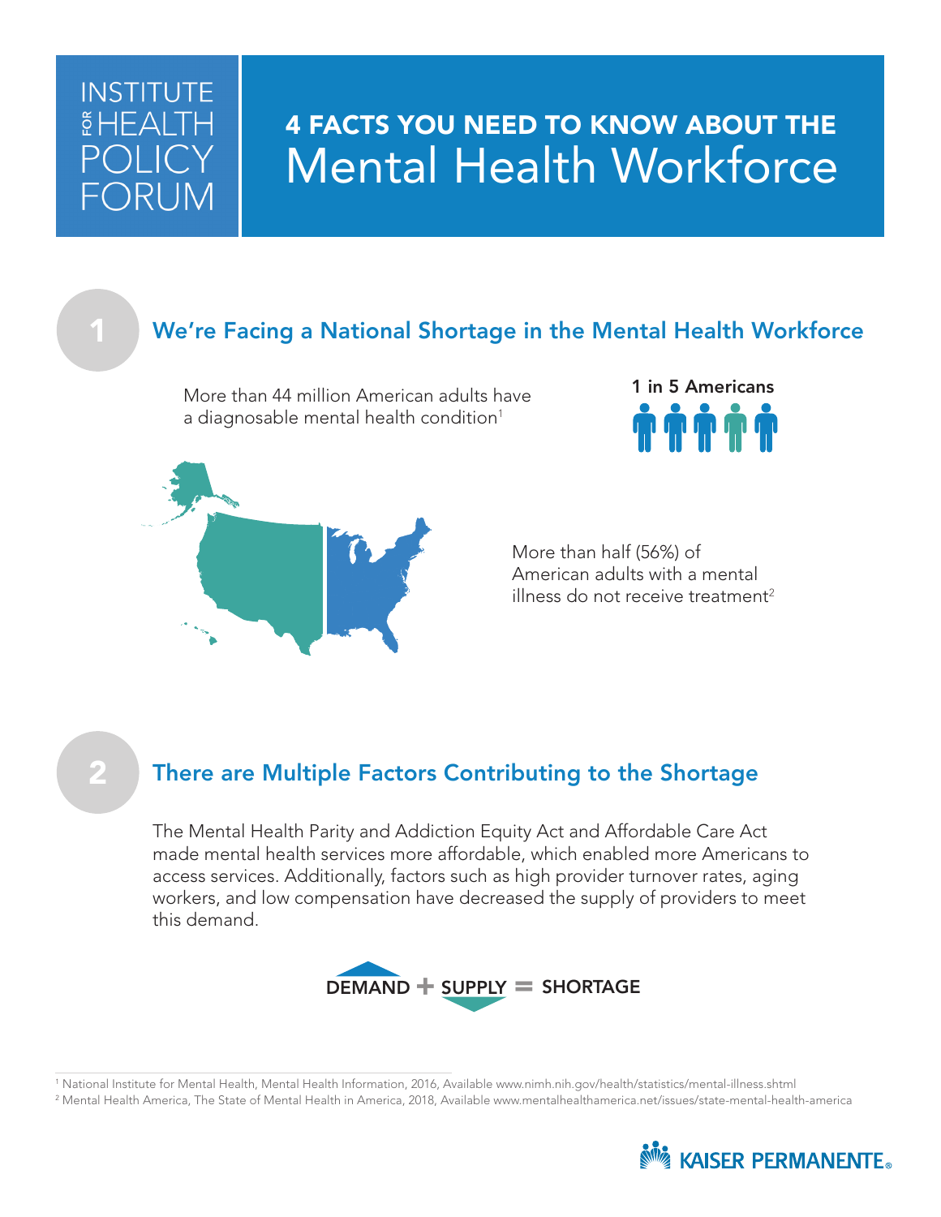INSTITUTE FOR HEALTH POLICY FORUM

# 4 FACTS YOU NEED TO KNOW ABOUT THE Mental Health Workforce

## 1 We're Facing a National Shortage in the Mental Health Workforce

More than 44 million American adults have a diagnosable mental health condition[1]

**1 in 5 Americans**

More than half (56%) of American adults with a mental illness do not receive treatment[2]

## 2 There are Multiple Factors Contributing to the Shortage

The Mental Health Parity and Addiction Equity Act and Affordable Care Act made mental health services more affordable, which enabled more Americans to access services. Additionally, factors such as high provider turnover rates, aging workers, and low compensation have decreased the supply of providers to meet this demand.

**DEMAND + SUPPLY = SHORTAGE**

[1] National Institute for Mental Health, Mental Health Information, 2016, Available www.nimh.nih.gov/health/statistics/mental-illness.shtml

[2] Mental Health America, The State of Mental Health in America, 2018, Available www.mentalhealthamerica.net/issues/state-mental-health-america

KAISER PERMANENTE®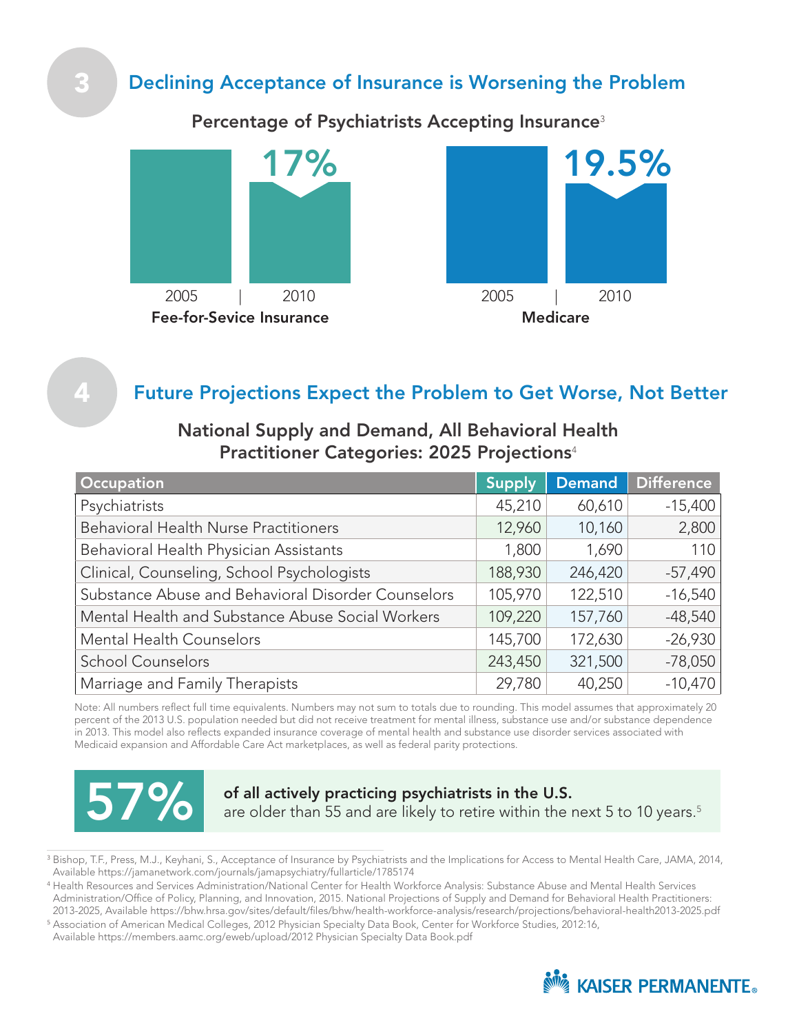## 3 Declining Acceptance of Insurance is Worsening the Problem

**Percentage of Psychiatrists Accepting Insurance**[3]

17%

2005 | 2010

**Fee-for-Sevice Insurance**

19.5%

2005 | 2010

**Medicare**

## 4 Future Projections Expect the Problem to Get Worse, Not Better

**National Supply and Demand, All Behavioral Health Practitioner Categories: 2025 Projections**[4]

| Occupation | Supply | Demand | Difference |
|---|---|---|---|
| Psychiatrists | 45,210 | 60,610 | -15,400 |
| Behavioral Health Nurse Practitioners | 12,960 | 10,160 | 2,800 |
| Behavioral Health Physician Assistants | 1,800 | 1,690 | 110 |
| Clinical, Counseling, School Psychologists | 188,930 | 246,420 | -57,490 |
| Substance Abuse and Behavioral Disorder Counselors | 105,970 | 122,510 | -16,540 |
| Mental Health and Substance Abuse Social Workers | 109,220 | 157,760 | -48,540 |
| Mental Health Counselors | 145,700 | 172,630 | -26,930 |
| School Counselors | 243,450 | 321,500 | -78,050 |
| Marriage and Family Therapists | 29,780 | 40,250 | -10,470 |

Note: All numbers reflect full time equivalents. Numbers may not sum to totals due to rounding. This model assumes that approximately 20 percent of the 2013 U.S. population needed but did not receive treatment for mental illness, substance use and/or substance dependence in 2013. This model also reflects expanded insurance coverage of mental health and substance use disorder services associated with Medicaid expansion and Affordable Care Act marketplaces, as well as federal parity protections.

**57%** **of all actively practicing psychiatrists in the U.S.** are older than 55 and are likely to retire within the next 5 to 10 years.[5]

[3] Bishop, T.F., Press, M.J., Keyhani, S., Acceptance of Insurance by Psychiatrists and the Implications for Access to Mental Health Care, JAMA, 2014, Available https://jamanetwork.com/journals/jamapsychiatry/fullarticle/1785174

[4] Health Resources and Services Administration/National Center for Health Workforce Analysis: Substance Abuse and Mental Health Services Administration/Office of Policy, Planning, and Innovation, 2015. National Projections of Supply and Demand for Behavioral Health Practitioners: 2013-2025, Available https://bhw.hrsa.gov/sites/default/files/bhw/health-workforce-analysis/research/projections/behavioral-health2013-2025.pdf

[5] Association of American Medical Colleges, 2012 Physician Specialty Data Book, Center for Workforce Studies, 2012:16, Available https://members.aamc.org/eweb/upload/2012 Physician Specialty Data Book.pdf

KAISER PERMANENTE®